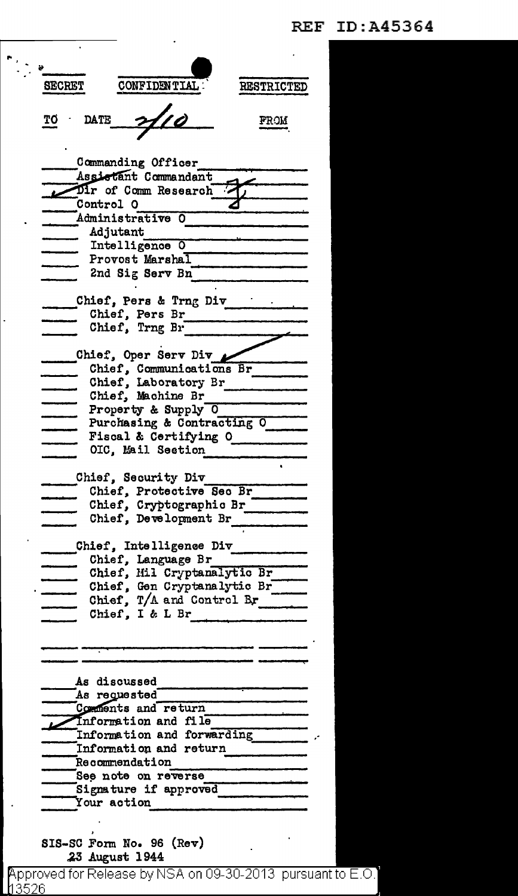REF ID:A45364

SECRET | CONFIDENTIAL | RESTRICTED

TO  DATE 2/10  FROM

- Commanding Officer
- Assistant Commandant
- ✓ Dir of Comm Research
- Control O
- Administrative O
  - Adjutant
  - Intelligence O
  - Provost Marshal
  - 2nd Sig Serv Bn
- Chief, Pers & Trng Div
  - Chief, Pers Br
  - Chief, Trng Br
- Chief, Oper Serv Div ✓
  - Chief, Communications Br
  - Chief, Laboratory Br
  - Chief, Machine Br
  - Property & Supply O
  - Purchasing & Contracting O
  - Fiscal & Certifying O
  - OIC, Mail Section
- Chief, Security Div
  - Chief, Protective Sec Br
  - Chief, Cryptographic Br
  - Chief, Development Br
- Chief, Intelligence Div
  - Chief, Language Br
  - Chief, Mil Cryptanalytic Br
  - Chief, Gen Cryptanalytic Br
  - Chief, T/A and Control Br
  - Chief, I & L Br

- As discussed
- As requested
- Comments and return
- ✓ Information and file
- Information and forwarding
- Information and return
- Recommendation
- See note on reverse
- Signature if approved
- Your action

SIS-SC Form No. 96 (Rev)
23 August 1944

Approved for Release by NSA on 09-30-2013 pursuant to E.O. 13526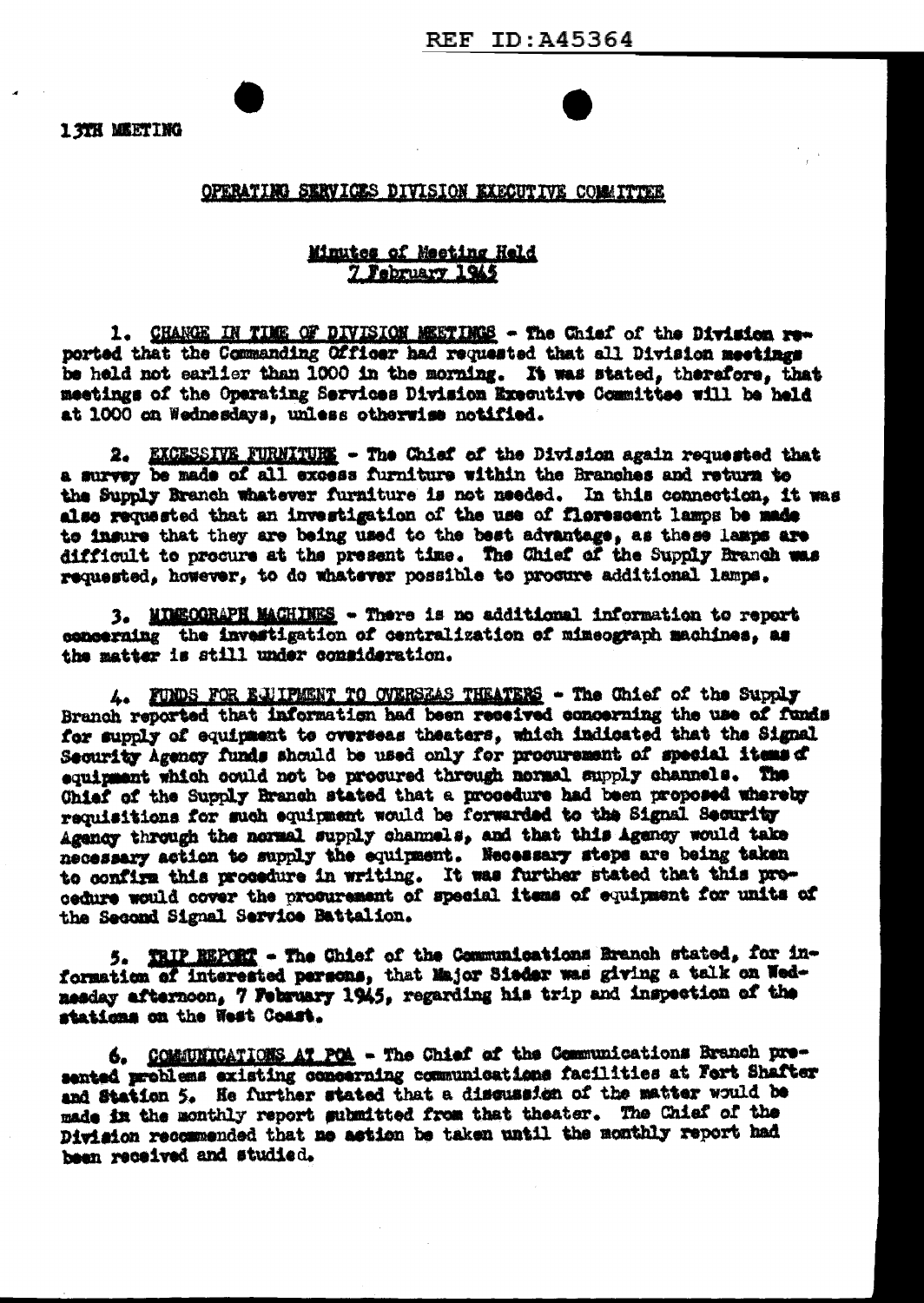REF ID:A45364

13TH MEETING

OPERATING SERVICES DIVISION EXECUTIVE COMMITTEE

Minutes of Meeting Held
7 February 1945

1. CHANGE IN TIME OF DIVISION MEETINGS - The Chief of the Division reported that the Commanding Officer had requested that all Division meetings be held not earlier than 1000 in the morning. It was stated, therefore, that meetings of the Operating Services Division Executive Committee will be held at 1000 on Wednesdays, unless otherwise notified.

2. EXCESSIVE FURNITURE - The Chief of the Division again requested that a survey be made of all excess furniture within the Branches and return to the Supply Branch whatever furniture is not needed. In this connection, it was also requested that an investigation of the use of florescent lamps be made to insure that they are being used to the best advantage, as these lamps are difficult to procure at the present time. The Chief of the Supply Branch was requested, however, to do whatever possible to procure additional lamps.

3. MIMEOGRAPH MACHINES - There is no additional information to report concerning the investigation of centralization of mimeograph machines, as the matter is still under consideration.

4. FUNDS FOR EQUIPMENT TO OVERSEAS THEATERS - The Chief of the Supply Branch reported that information had been received concerning the use of funds for supply of equipment to overseas theaters, which indicated that the Signal Security Agency funds should be used only for procurement of special items of equipment which could not be procured through normal supply channels. The Chief of the Supply Branch stated that a procedure had been proposed whereby requisitions for such equipment would be forwarded to the Signal Security Agency through the normal supply channels, and that this Agency would take necessary action to supply the equipment. Necessary steps are being taken to confirm this procedure in writing. It was further stated that this procedure would cover the procurement of special items of equipment for units of the Second Signal Service Battalion.

5. TRIP REPORT - The Chief of the Communications Branch stated, for information of interested persons, that Major Sieder was giving a talk on Wednesday afternoon, 7 February 1945, regarding his trip and inspection of the stations on the West Coast.

6. COMMUNICATIONS AT POA - The Chief of the Communications Branch presented problems existing concerning communications facilities at Fort Shafter and Station 5. He further stated that a discussion of the matter would be made in the monthly report submitted from that theater. The Chief of the Division recommended that no action be taken until the monthly report had been received and studied.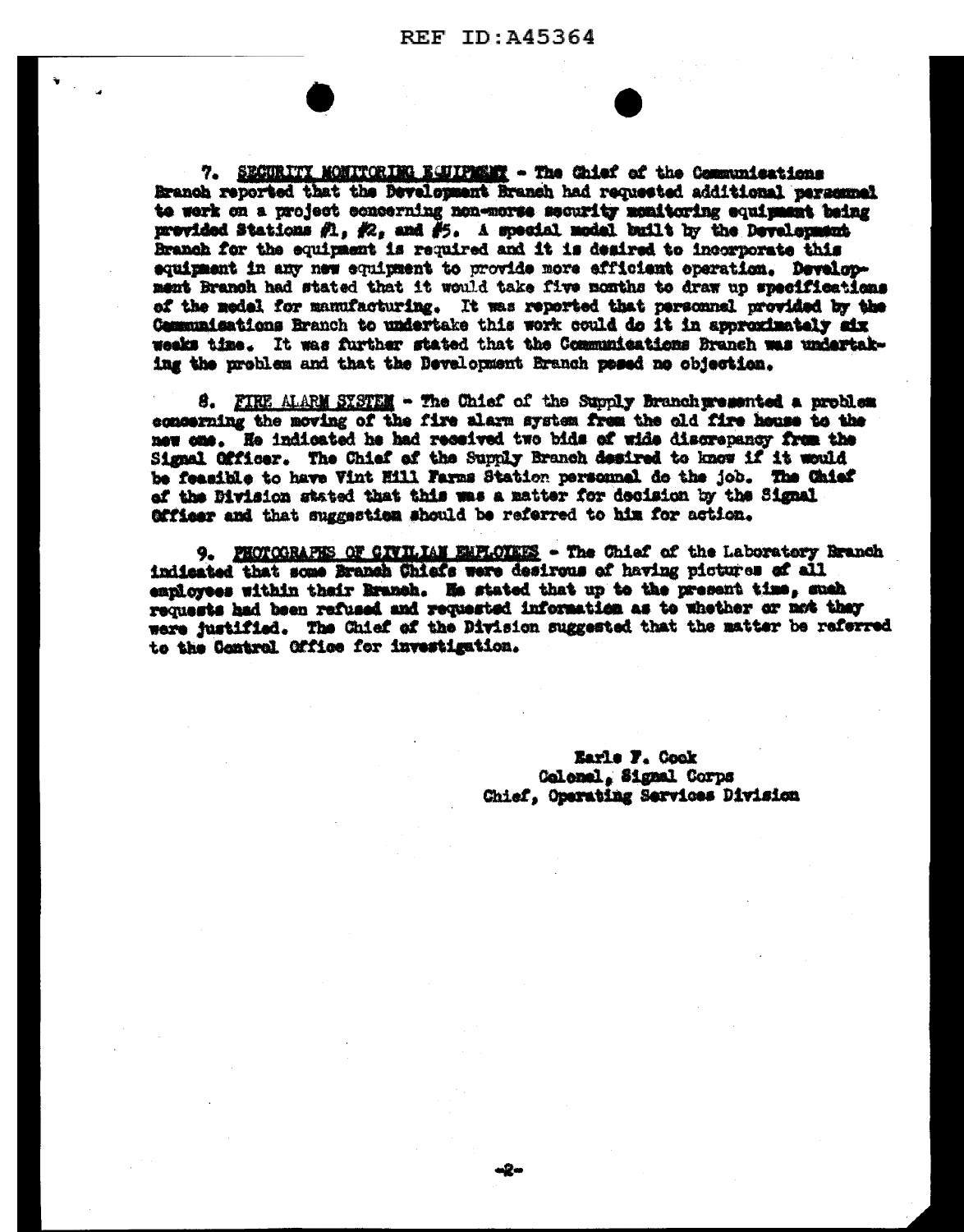7. SECURITY MONITORING EQUIPMENT - The Chief of the Communications Branch reported that the Development Branch had requested additional personnel to work on a project concerning non-morse security monitoring equipment being provided Stations #1, #2, and #5. A special model built by the Development Branch for the equipment is required and it is desired to incorporate this equipment in any new equipment to provide more efficient operation. Development Branch had stated that it would take five months to draw up specifications of the model for manufacturing. It was reported that personnel provided by the Communications Branch to undertake this work could do it in approximately six weeks time. It was further stated that the Communications Branch was undertaking the problem and that the Development Branch posed no objection.

8. FIRE ALARM SYSTEM - The Chief of the Supply Branch presented a problem concerning the moving of the fire alarm system from the old fire house to the new one. He indicated he had received two bids of wide discrepancy from the Signal Officer. The Chief of the Supply Branch desired to know if it would be feasible to have Vint Hill Farms Station personnel do the job. The Chief of the Division stated that this was a matter for decision by the Signal Officer and that suggestion should be referred to him for action.

9. PHOTOGRAPHS OF CIVILIAN EMPLOYEES - The Chief of the Laboratory Branch indicated that some Branch Chiefs were desirous of having pictures of all employees within their Branch. He stated that up to the present time, such requests had been refused and requested information as to whether or not they were justified. The Chief of the Division suggested that the matter be referred to the Control Office for investigation.

Earle F. Cook
Colonel, Signal Corps
Chief, Operating Services Division